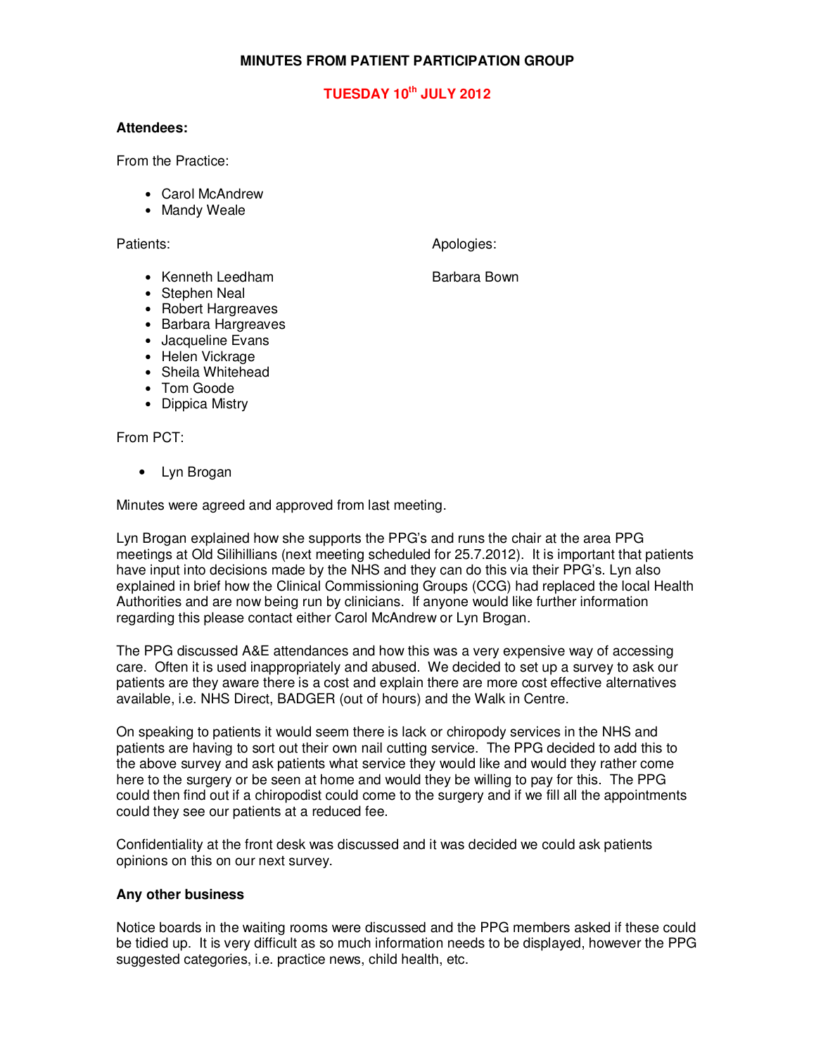# MINUTES FROM PATIENT PARTICIPATION GROUP

## TUESDAY 10th JULY 2012

**Attendees:**

From the Practice:

- Carol McAndrew
- Mandy Weale

Patients:

- Kenneth Leedham
- Stephen Neal
- Robert Hargreaves
- Barbara Hargreaves
- Jacqueline Evans
- Helen Vickrage
- Sheila Whitehead
- Tom Goode
- Dippica Mistry

Apologies:

Barbara Bown

From PCT:

- Lyn Brogan

Minutes were agreed and approved from last meeting.

Lyn Brogan explained how she supports the PPG's and runs the chair at the area PPG meetings at Old Silihillians (next meeting scheduled for 25.7.2012). It is important that patients have input into decisions made by the NHS and they can do this via their PPG's. Lyn also explained in brief how the Clinical Commissioning Groups (CCG) had replaced the local Health Authorities and are now being run by clinicians. If anyone would like further information regarding this please contact either Carol McAndrew or Lyn Brogan.

The PPG discussed A&E attendances and how this was a very expensive way of accessing care. Often it is used inappropriately and abused. We decided to set up a survey to ask our patients are they aware there is a cost and explain there are more cost effective alternatives available, i.e. NHS Direct, BADGER (out of hours) and the Walk in Centre.

On speaking to patients it would seem there is lack or chiropody services in the NHS and patients are having to sort out their own nail cutting service. The PPG decided to add this to the above survey and ask patients what service they would like and would they rather come here to the surgery or be seen at home and would they be willing to pay for this. The PPG could then find out if a chiropodist could come to the surgery and if we fill all the appointments could they see our patients at a reduced fee.

Confidentiality at the front desk was discussed and it was decided we could ask patients opinions on this on our next survey.

**Any other business**

Notice boards in the waiting rooms were discussed and the PPG members asked if these could be tidied up. It is very difficult as so much information needs to be displayed, however the PPG suggested categories, i.e. practice news, child health, etc.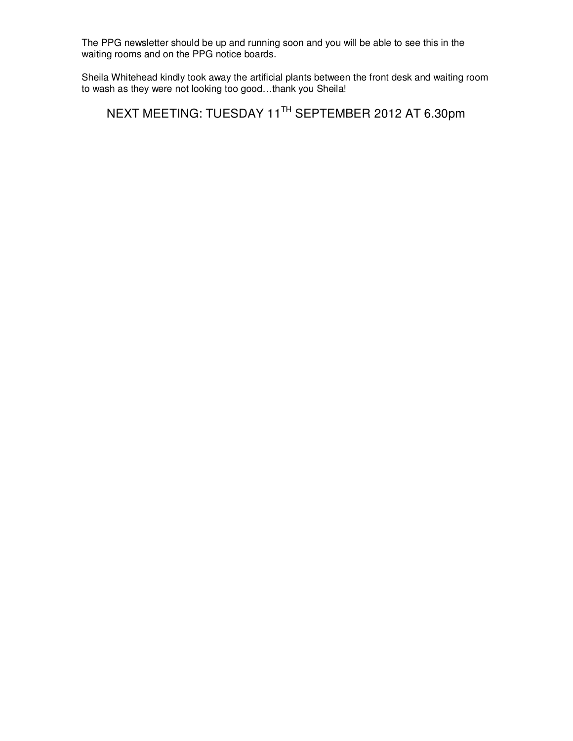The PPG newsletter should be up and running soon and you will be able to see this in the waiting rooms and on the PPG notice boards.

Sheila Whitehead kindly took away the artificial plants between the front desk and waiting room to wash as they were not looking too good…thank you Sheila!

NEXT MEETING: TUESDAY 11TH SEPTEMBER 2012 AT 6.30pm